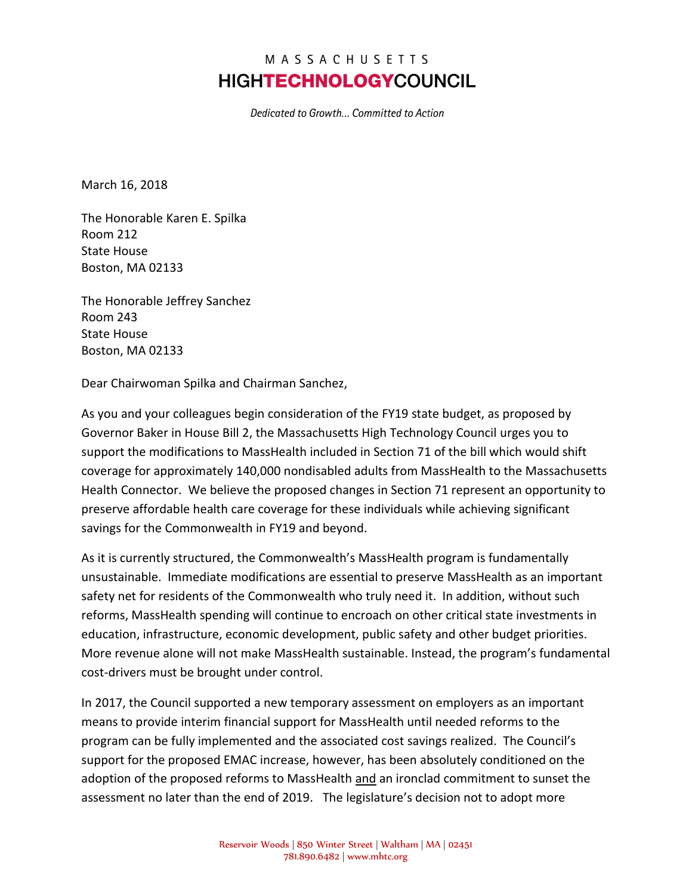MASSACHUSETTS
**HIGHTECHNOLOGYCOUNCIL**

*Dedicated to Growth... Committed to Action*

March 16, 2018

The Honorable Karen E. Spilka
Room 212
State House
Boston, MA 02133

The Honorable Jeffrey Sanchez
Room 243
State House
Boston, MA 02133

Dear Chairwoman Spilka and Chairman Sanchez,

As you and your colleagues begin consideration of the FY19 state budget, as proposed by Governor Baker in House Bill 2, the Massachusetts High Technology Council urges you to support the modifications to MassHealth included in Section 71 of the bill which would shift coverage for approximately 140,000 nondisabled adults from MassHealth to the Massachusetts Health Connector. We believe the proposed changes in Section 71 represent an opportunity to preserve affordable health care coverage for these individuals while achieving significant savings for the Commonwealth in FY19 and beyond.

As it is currently structured, the Commonwealth's MassHealth program is fundamentally unsustainable. Immediate modifications are essential to preserve MassHealth as an important safety net for residents of the Commonwealth who truly need it. In addition, without such reforms, MassHealth spending will continue to encroach on other critical state investments in education, infrastructure, economic development, public safety and other budget priorities. More revenue alone will not make MassHealth sustainable. Instead, the program's fundamental cost-drivers must be brought under control.

In 2017, the Council supported a new temporary assessment on employers as an important means to provide interim financial support for MassHealth until needed reforms to the program can be fully implemented and the associated cost savings realized. The Council's support for the proposed EMAC increase, however, has been absolutely conditioned on the adoption of the proposed reforms to MassHealth <u>and</u> an ironclad commitment to sunset the assessment no later than the end of 2019. The legislature's decision not to adopt more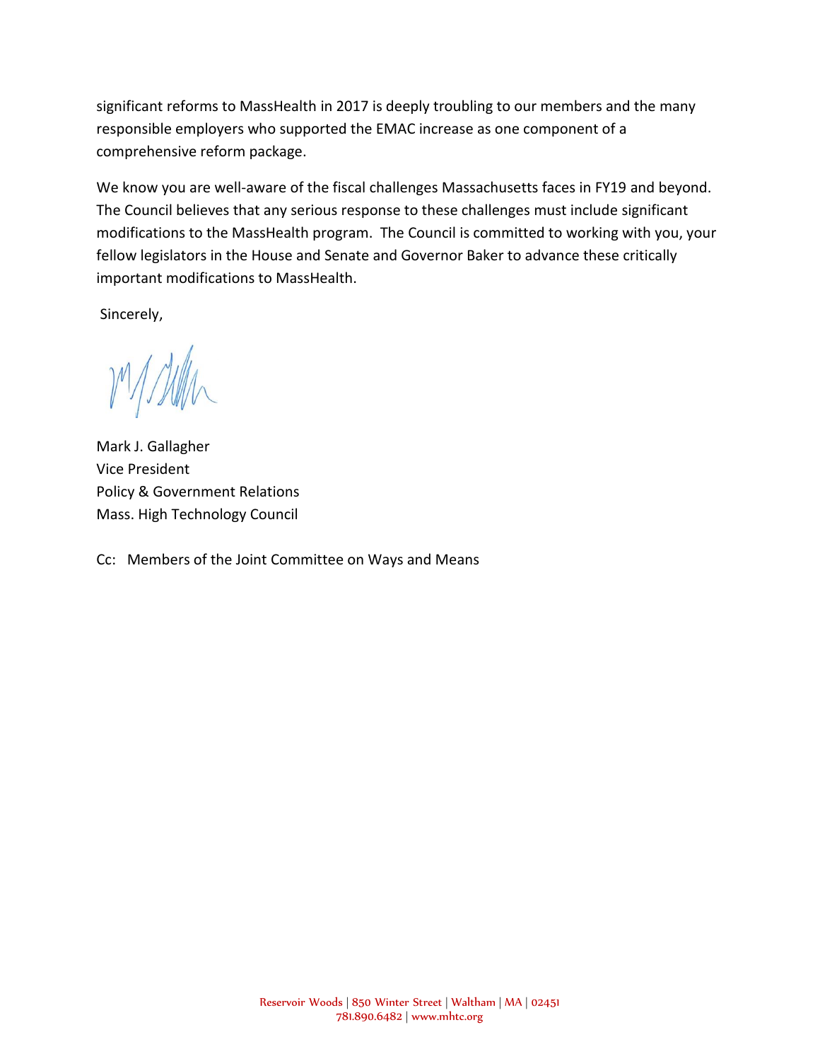significant reforms to MassHealth in 2017 is deeply troubling to our members and the many responsible employers who supported the EMAC increase as one component of a comprehensive reform package.

We know you are well-aware of the fiscal challenges Massachusetts faces in FY19 and beyond. The Council believes that any serious response to these challenges must include significant modifications to the MassHealth program. The Council is committed to working with you, your fellow legislators in the House and Senate and Governor Baker to advance these critically important modifications to MassHealth.

Sincerely,

Mark J. Gallagher
Vice President
Policy & Government Relations
Mass. High Technology Council

Cc: Members of the Joint Committee on Ways and Means

Reservoir Woods | 850 Winter Street | Waltham | MA | 02451
781.890.6482 | www.mhtc.org